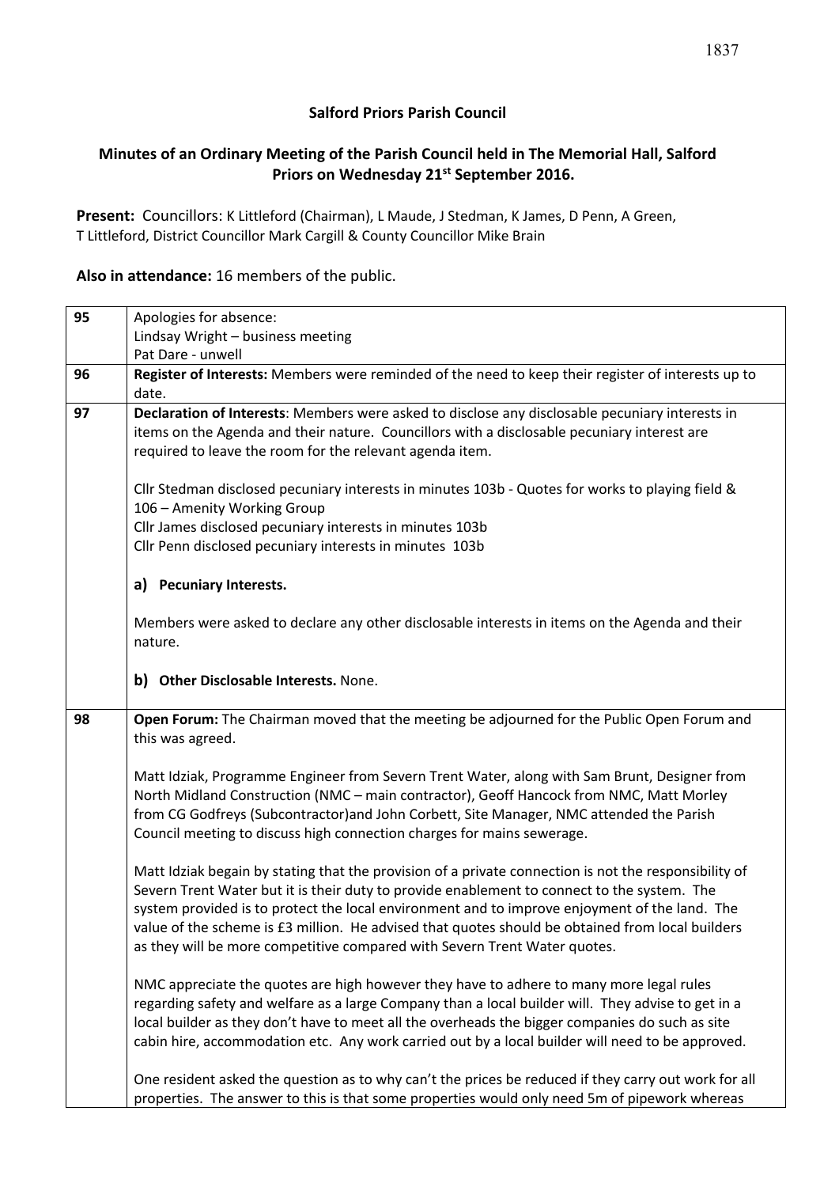**Salford Priors Parish Council**

**Minutes of an Ordinary Meeting of the Parish Council held in The Memorial Hall, Salford Priors on Wednesday 21st September 2016.**

**Present:** Councillors: K Littleford (Chairman), L Maude, J Stedman, K James, D Penn, A Green, T Littleford, District Councillor Mark Cargill & County Councillor Mike Brain

**Also in attendance:** 16 members of the public.

| | |
|---|---|
| 95 | Apologies for absence:<br>Lindsay Wright – business meeting<br>Pat Dare - unwell |
| 96 | **Register of Interests:** Members were reminded of the need to keep their register of interests up to date. |
| 97 | **Declaration of Interests**: Members were asked to disclose any disclosable pecuniary interests in items on the Agenda and their nature. Councillors with a disclosable pecuniary interest are required to leave the room for the relevant agenda item.<br><br>Cllr Stedman disclosed pecuniary interests in minutes 103b - Quotes for works to playing field & 106 – Amenity Working Group<br>Cllr James disclosed pecuniary interests in minutes 103b<br>Cllr Penn disclosed pecuniary interests in minutes 103b<br><br>**a) Pecuniary Interests.**<br><br>Members were asked to declare any other disclosable interests in items on the Agenda and their nature.<br><br>**b) Other Disclosable Interests.** None. |
| 98 | **Open Forum:** The Chairman moved that the meeting be adjourned for the Public Open Forum and this was agreed.<br><br>Matt Idziak, Programme Engineer from Severn Trent Water, along with Sam Brunt, Designer from North Midland Construction (NMC – main contractor), Geoff Hancock from NMC, Matt Morley from CG Godfreys (Subcontractor)and John Corbett, Site Manager, NMC attended the Parish Council meeting to discuss high connection charges for mains sewerage.<br><br>Matt Idziak begain by stating that the provision of a private connection is not the responsibility of Severn Trent Water but it is their duty to provide enablement to connect to the system. The system provided is to protect the local environment and to improve enjoyment of the land. The value of the scheme is £3 million. He advised that quotes should be obtained from local builders as they will be more competitive compared with Severn Trent Water quotes.<br><br>NMC appreciate the quotes are high however they have to adhere to many more legal rules regarding safety and welfare as a large Company than a local builder will. They advise to get in a local builder as they don't have to meet all the overheads the bigger companies do such as site cabin hire, accommodation etc. Any work carried out by a local builder will need to be approved.<br><br>One resident asked the question as to why can't the prices be reduced if they carry out work for all properties. The answer to this is that some properties would only need 5m of pipework whereas |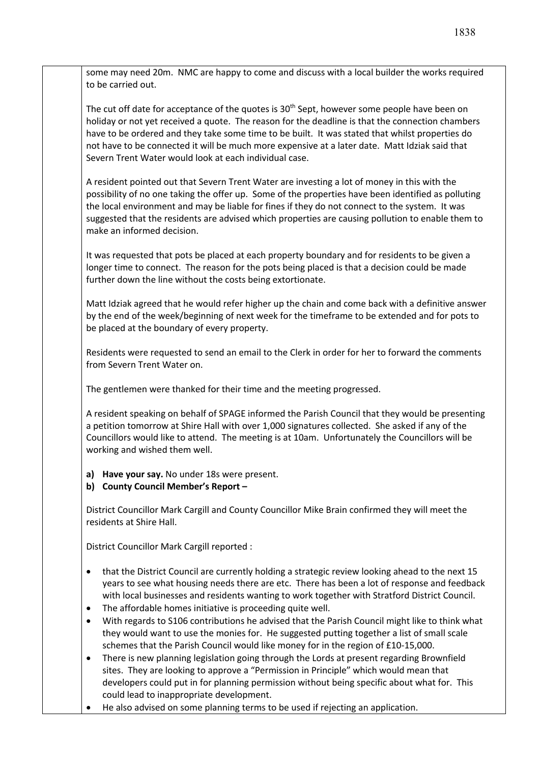some may need 20m. NMC are happy to come and discuss with a local builder the works required to be carried out.

The cut off date for acceptance of the quotes is 30th Sept, however some people have been on holiday or not yet received a quote. The reason for the deadline is that the connection chambers have to be ordered and they take some time to be built. It was stated that whilst properties do not have to be connected it will be much more expensive at a later date. Matt Idziak said that Severn Trent Water would look at each individual case.

A resident pointed out that Severn Trent Water are investing a lot of money in this with the possibility of no one taking the offer up. Some of the properties have been identified as polluting the local environment and may be liable for fines if they do not connect to the system. It was suggested that the residents are advised which properties are causing pollution to enable them to make an informed decision.

It was requested that pots be placed at each property boundary and for residents to be given a longer time to connect. The reason for the pots being placed is that a decision could be made further down the line without the costs being extortionate.

Matt Idziak agreed that he would refer higher up the chain and come back with a definitive answer by the end of the week/beginning of next week for the timeframe to be extended and for pots to be placed at the boundary of every property.

Residents were requested to send an email to the Clerk in order for her to forward the comments from Severn Trent Water on.

The gentlemen were thanked for their time and the meeting progressed.

A resident speaking on behalf of SPAGE informed the Parish Council that they would be presenting a petition tomorrow at Shire Hall with over 1,000 signatures collected. She asked if any of the Councillors would like to attend. The meeting is at 10am. Unfortunately the Councillors will be working and wished them well.

**a) Have your say.** No under 18s were present.

**b) County Council Member's Report –**

District Councillor Mark Cargill and County Councillor Mike Brain confirmed they will meet the residents at Shire Hall.

District Councillor Mark Cargill reported :

- that the District Council are currently holding a strategic review looking ahead to the next 15 years to see what housing needs there are etc. There has been a lot of response and feedback with local businesses and residents wanting to work together with Stratford District Council.
- The affordable homes initiative is proceeding quite well.
- With regards to S106 contributions he advised that the Parish Council might like to think what they would want to use the monies for. He suggested putting together a list of small scale schemes that the Parish Council would like money for in the region of £10-15,000.
- There is new planning legislation going through the Lords at present regarding Brownfield sites. They are looking to approve a "Permission in Principle" which would mean that developers could put in for planning permission without being specific about what for. This could lead to inappropriate development.
- He also advised on some planning terms to be used if rejecting an application.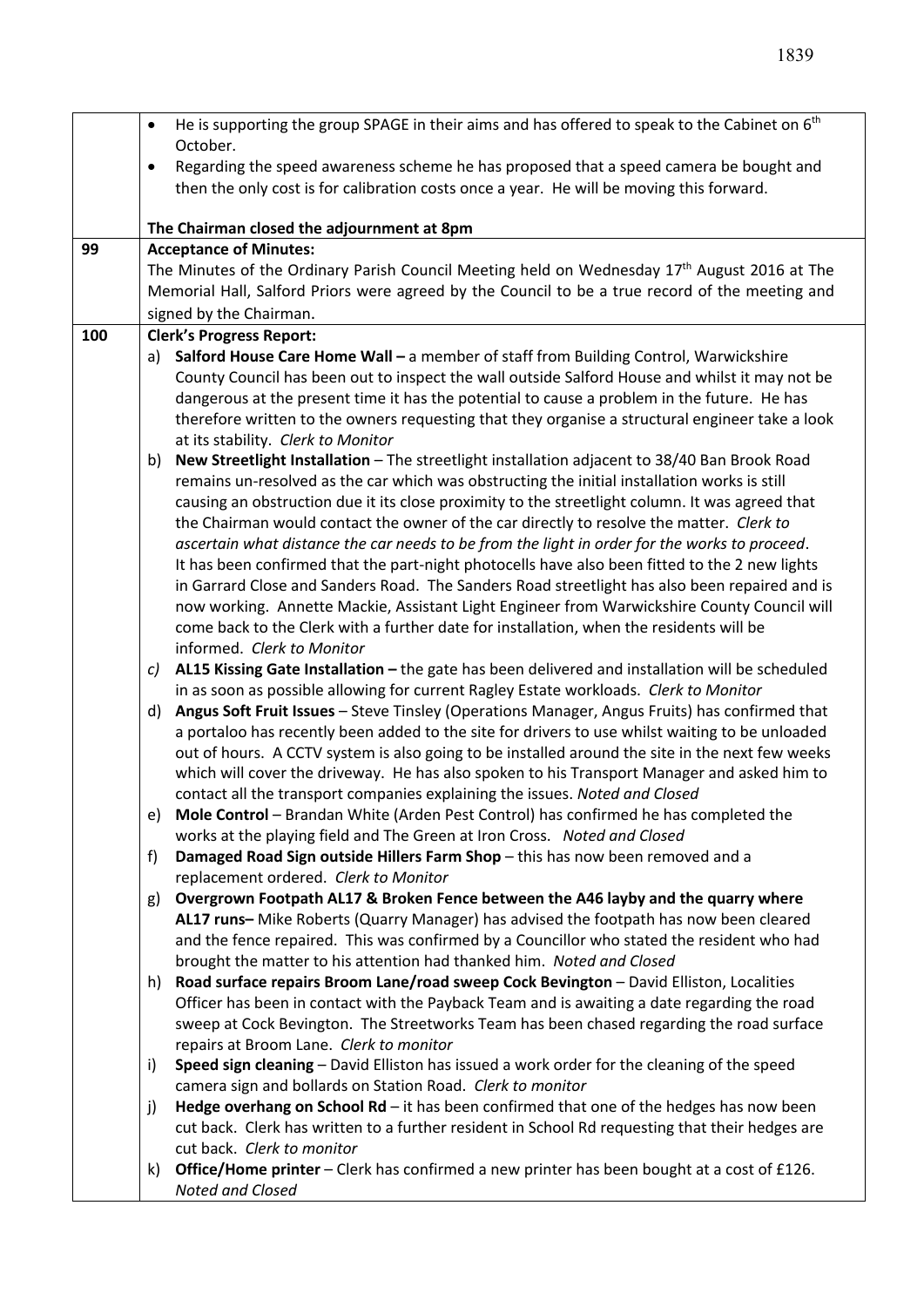|  |  |
|---|---|
|  | • He is supporting the group SPAGE in their aims and has offered to speak to the Cabinet on 6th October.<br>• Regarding the speed awareness scheme he has proposed that a speed camera be bought and then the only cost is for calibration costs once a year. He will be moving this forward.<br><br>**The Chairman closed the adjournment at 8pm** |
| 99 | **Acceptance of Minutes:**<br>The Minutes of the Ordinary Parish Council Meeting held on Wednesday 17th August 2016 at The Memorial Hall, Salford Priors were agreed by the Council to be a true record of the meeting and signed by the Chairman. |
| 100 | **Clerk's Progress Report:**<br>a) **Salford House Care Home Wall –** a member of staff from Building Control, Warwickshire County Council has been out to inspect the wall outside Salford House and whilst it may not be dangerous at the present time it has the potential to cause a problem in the future. He has therefore written to the owners requesting that they organise a structural engineer take a look at its stability. *Clerk to Monitor*<br>b) **New Streetlight Installation** – The streetlight installation adjacent to 38/40 Ban Brook Road remains un-resolved as the car which was obstructing the initial installation works is still causing an obstruction due it its close proximity to the streetlight column. It was agreed that the Chairman would contact the owner of the car directly to resolve the matter. *Clerk to ascertain what distance the car needs to be from the light in order for the works to proceed*. It has been confirmed that the part-night photocells have also been fitted to the 2 new lights in Garrard Close and Sanders Road. The Sanders Road streetlight has also been repaired and is now working. Annette Mackie, Assistant Light Engineer from Warwickshire County Council will come back to the Clerk with a further date for installation, when the residents will be informed. *Clerk to Monitor*<br>*c)* **AL15 Kissing Gate Installation –** the gate has been delivered and installation will be scheduled in as soon as possible allowing for current Ragley Estate workloads. *Clerk to Monitor*<br>d) **Angus Soft Fruit Issues** – Steve Tinsley (Operations Manager, Angus Fruits) has confirmed that a portaloo has recently been added to the site for drivers to use whilst waiting to be unloaded out of hours. A CCTV system is also going to be installed around the site in the next few weeks which will cover the driveway. He has also spoken to his Transport Manager and asked him to contact all the transport companies explaining the issues. *Noted and Closed*<br>e) **Mole Control** – Brandan White (Arden Pest Control) has confirmed he has completed the works at the playing field and The Green at Iron Cross. *Noted and Closed*<br>f) **Damaged Road Sign outside Hillers Farm Shop** – this has now been removed and a replacement ordered. *Clerk to Monitor*<br>g) **Overgrown Footpath AL17 & Broken Fence between the A46 layby and the quarry where AL17 runs–** Mike Roberts (Quarry Manager) has advised the footpath has now been cleared and the fence repaired. This was confirmed by a Councillor who stated the resident who had brought the matter to his attention had thanked him. *Noted and Closed*<br>h) **Road surface repairs Broom Lane/road sweep Cock Bevington** – David Elliston, Localities Officer has been in contact with the Payback Team and is awaiting a date regarding the road sweep at Cock Bevington. The Streetworks Team has been chased regarding the road surface repairs at Broom Lane. *Clerk to monitor*<br>i) **Speed sign cleaning** – David Elliston has issued a work order for the cleaning of the speed camera sign and bollards on Station Road. *Clerk to monitor*<br>j) **Hedge overhang on School Rd** – it has been confirmed that one of the hedges has now been cut back. Clerk has written to a further resident in School Rd requesting that their hedges are cut back. *Clerk to monitor*<br>k) **Office/Home printer** – Clerk has confirmed a new printer has been bought at a cost of £126. *Noted and Closed* |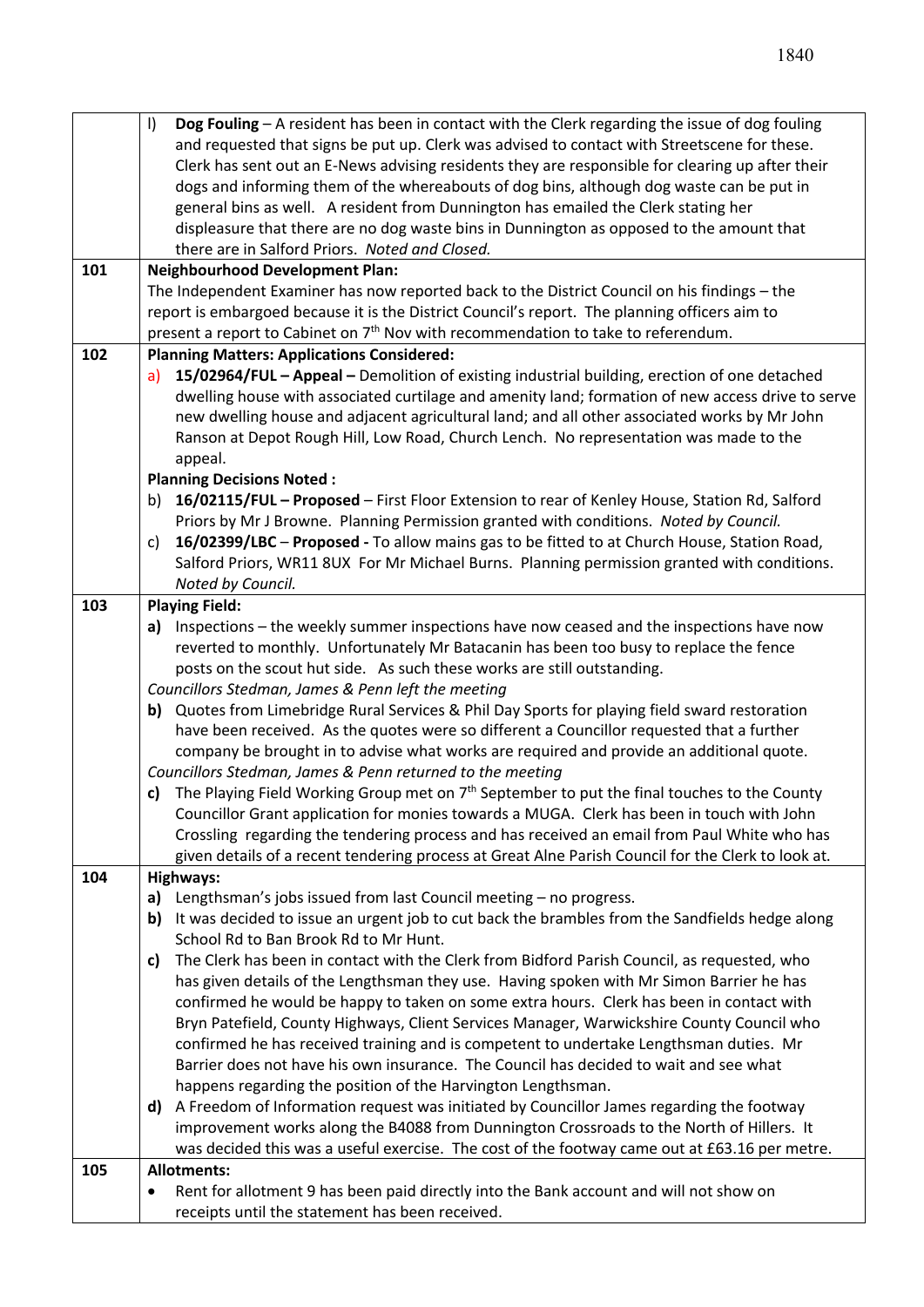| | |
|---|---|
| | l) **Dog Fouling** – A resident has been in contact with the Clerk regarding the issue of dog fouling and requested that signs be put up. Clerk was advised to contact with Streetscene for these. Clerk has sent out an E-News advising residents they are responsible for clearing up after their dogs and informing them of the whereabouts of dog bins, although dog waste can be put in general bins as well. A resident from Dunnington has emailed the Clerk stating her displeasure that there are no dog waste bins in Dunnington as opposed to the amount that there are in Salford Priors. *Noted and Closed.* |
| **101** | **Neighbourhood Development Plan:**<br>The Independent Examiner has now reported back to the District Council on his findings – the report is embargoed because it is the District Council's report. The planning officers aim to present a report to Cabinet on 7th Nov with recommendation to take to referendum. |
| **102** | **Planning Matters: Applications Considered:**<br>a) **15/02964/FUL – Appeal –** Demolition of existing industrial building, erection of one detached dwelling house with associated curtilage and amenity land; formation of new access drive to serve new dwelling house and adjacent agricultural land; and all other associated works by Mr John Ranson at Depot Rough Hill, Low Road, Church Lench. No representation was made to the appeal.<br>**Planning Decisions Noted :**<br>b) **16/02115/FUL – Proposed** – First Floor Extension to rear of Kenley House, Station Rd, Salford Priors by Mr J Browne. Planning Permission granted with conditions. *Noted by Council.*<br>c) **16/02399/LBC** – **Proposed -** To allow mains gas to be fitted to at Church House, Station Road, Salford Priors, WR11 8UX For Mr Michael Burns. Planning permission granted with conditions. *Noted by Council.* |
| **103** | **Playing Field:**<br>**a)** Inspections – the weekly summer inspections have now ceased and the inspections have now reverted to monthly. Unfortunately Mr Batacanin has been too busy to replace the fence posts on the scout hut side. As such these works are still outstanding.<br>*Councillors Stedman, James & Penn left the meeting*<br>**b)** Quotes from Limebridge Rural Services & Phil Day Sports for playing field sward restoration have been received. As the quotes were so different a Councillor requested that a further company be brought in to advise what works are required and provide an additional quote.<br>*Councillors Stedman, James & Penn returned to the meeting*<br>**c)** The Playing Field Working Group met on 7th September to put the final touches to the County Councillor Grant application for monies towards a MUGA. Clerk has been in touch with John Crossling regarding the tendering process and has received an email from Paul White who has given details of a recent tendering process at Great Alne Parish Council for the Clerk to look at. |
| **104** | **Highways:**<br>**a)** Lengthsman's jobs issued from last Council meeting – no progress.<br>**b)** It was decided to issue an urgent job to cut back the brambles from the Sandfields hedge along School Rd to Ban Brook Rd to Mr Hunt.<br>**c)** The Clerk has been in contact with the Clerk from Bidford Parish Council, as requested, who has given details of the Lengthsman they use. Having spoken with Mr Simon Barrier he has confirmed he would be happy to taken on some extra hours. Clerk has been in contact with Bryn Patefield, County Highways, Client Services Manager, Warwickshire County Council who confirmed he has received training and is competent to undertake Lengthsman duties. Mr Barrier does not have his own insurance. The Council has decided to wait and see what happens regarding the position of the Harvington Lengthsman.<br>**d)** A Freedom of Information request was initiated by Councillor James regarding the footway improvement works along the B4088 from Dunnington Crossroads to the North of Hillers. It was decided this was a useful exercise. The cost of the footway came out at £63.16 per metre. |
| **105** | **Allotments:**<br>• Rent for allotment 9 has been paid directly into the Bank account and will not show on receipts until the statement has been received. |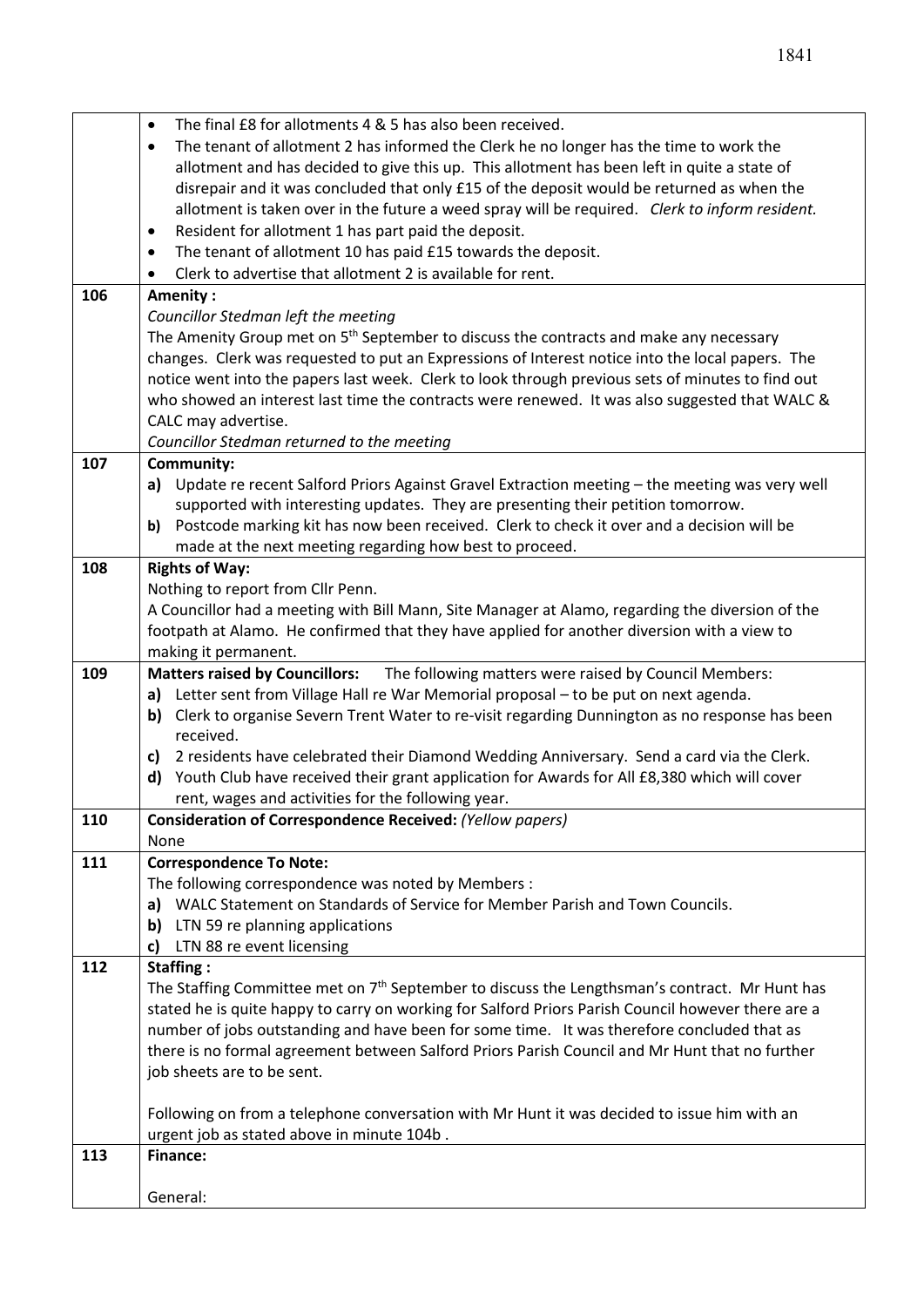| | |
|---|---|
| | • The final £8 for allotments 4 & 5 has also been received.<br>• The tenant of allotment 2 has informed the Clerk he no longer has the time to work the allotment and has decided to give this up. This allotment has been left in quite a state of disrepair and it was concluded that only £15 of the deposit would be returned as when the allotment is taken over in the future a weed spray will be required. *Clerk to inform resident.*<br>• Resident for allotment 1 has part paid the deposit.<br>• The tenant of allotment 10 has paid £15 towards the deposit.<br>• Clerk to advertise that allotment 2 is available for rent. |
| **106** | **Amenity :**<br>*Councillor Stedman left the meeting*<br>The Amenity Group met on 5th September to discuss the contracts and make any necessary changes. Clerk was requested to put an Expressions of Interest notice into the local papers. The notice went into the papers last week. Clerk to look through previous sets of minutes to find out who showed an interest last time the contracts were renewed. It was also suggested that WALC & CALC may advertise.<br>*Councillor Stedman returned to the meeting* |
| **107** | **Community:**<br>**a)** Update re recent Salford Priors Against Gravel Extraction meeting – the meeting was very well supported with interesting updates. They are presenting their petition tomorrow.<br>**b)** Postcode marking kit has now been received. Clerk to check it over and a decision will be made at the next meeting regarding how best to proceed. |
| **108** | **Rights of Way:**<br>Nothing to report from Cllr Penn.<br>A Councillor had a meeting with Bill Mann, Site Manager at Alamo, regarding the diversion of the footpath at Alamo. He confirmed that they have applied for another diversion with a view to making it permanent. |
| **109** | **Matters raised by Councillors:** The following matters were raised by Council Members:<br>**a)** Letter sent from Village Hall re War Memorial proposal – to be put on next agenda.<br>**b)** Clerk to organise Severn Trent Water to re-visit regarding Dunnington as no response has been received.<br>**c)** 2 residents have celebrated their Diamond Wedding Anniversary. Send a card via the Clerk.<br>**d)** Youth Club have received their grant application for Awards for All £8,380 which will cover rent, wages and activities for the following year. |
| **110** | **Consideration of Correspondence Received:** *(Yellow papers)*<br>None |
| **111** | **Correspondence To Note:**<br>The following correspondence was noted by Members :<br>**a)** WALC Statement on Standards of Service for Member Parish and Town Councils.<br>**b)** LTN 59 re planning applications<br>**c)** LTN 88 re event licensing |
| **112** | **Staffing :**<br>The Staffing Committee met on 7th September to discuss the Lengthsman's contract. Mr Hunt has stated he is quite happy to carry on working for Salford Priors Parish Council however there are a number of jobs outstanding and have been for some time. It was therefore concluded that as there is no formal agreement between Salford Priors Parish Council and Mr Hunt that no further job sheets are to be sent.<br><br>Following on from a telephone conversation with Mr Hunt it was decided to issue him with an urgent job as stated above in minute 104b . |
| **113** | **Finance:**<br><br>General: |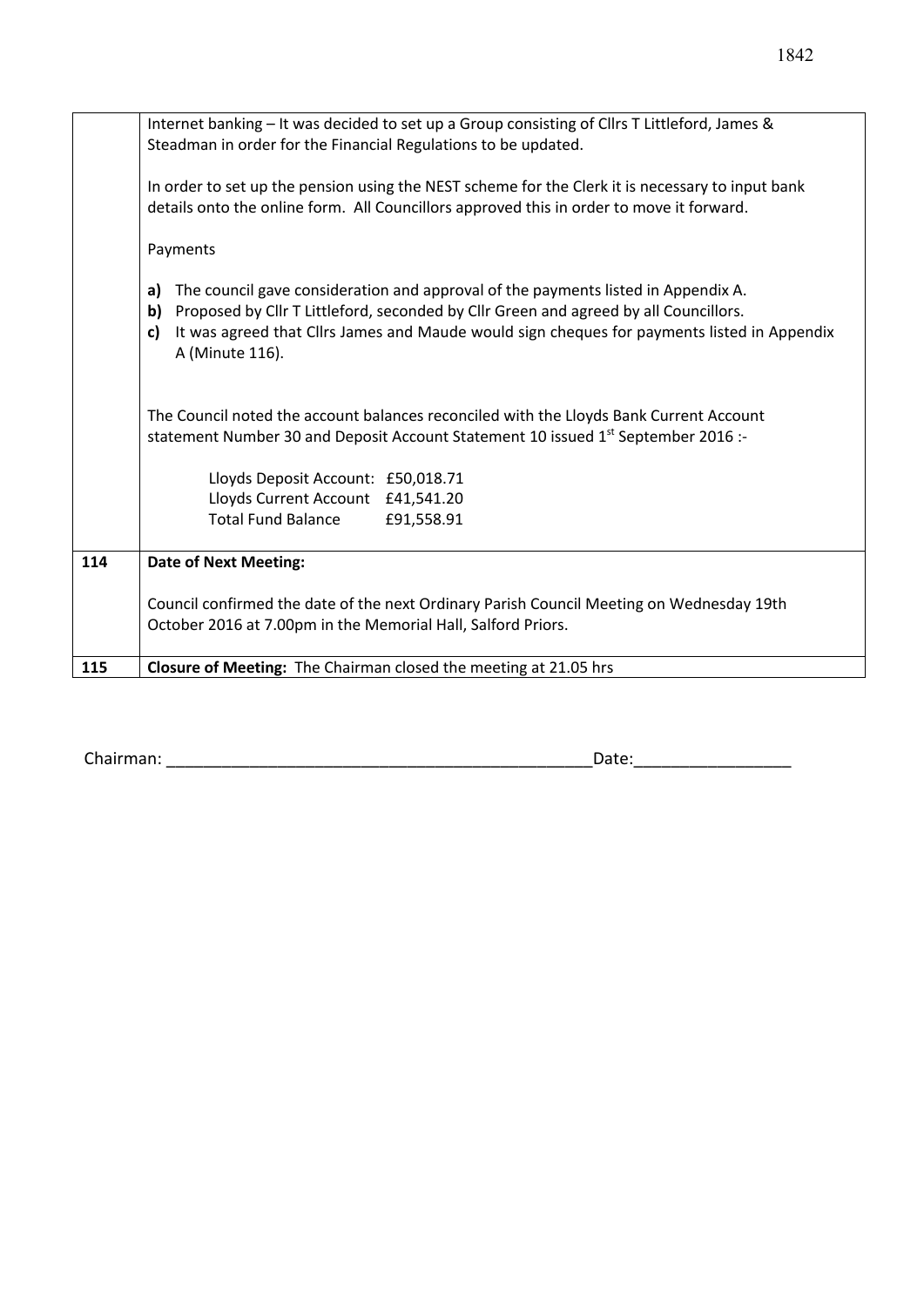| | |
|---|---|
| | Internet banking – It was decided to set up a Group consisting of Cllrs T Littleford, James & Steadman in order for the Financial Regulations to be updated.<br><br>In order to set up the pension using the NEST scheme for the Clerk it is necessary to input bank details onto the online form. All Councillors approved this in order to move it forward.<br><br>Payments<br><br>**a)** The council gave consideration and approval of the payments listed in Appendix A.<br>**b)** Proposed by Cllr T Littleford, seconded by Cllr Green and agreed by all Councillors.<br>**c)** It was agreed that Cllrs James and Maude would sign cheques for payments listed in Appendix A (Minute 116).<br><br>The Council noted the account balances reconciled with the Lloyds Bank Current Account statement Number 30 and Deposit Account Statement 10 issued 1st September 2016 :-<br><br>Lloyds Deposit Account: £50,018.71<br>Lloyds Current Account £41,541.20<br>Total Fund Balance £91,558.91 |
| 114 | **Date of Next Meeting:**<br><br>Council confirmed the date of the next Ordinary Parish Council Meeting on Wednesday 19th October 2016 at 7.00pm in the Memorial Hall, Salford Priors. |
| 115 | **Closure of Meeting:** The Chairman closed the meeting at 21.05 hrs |

Chairman: _______________________________________________Date:_________________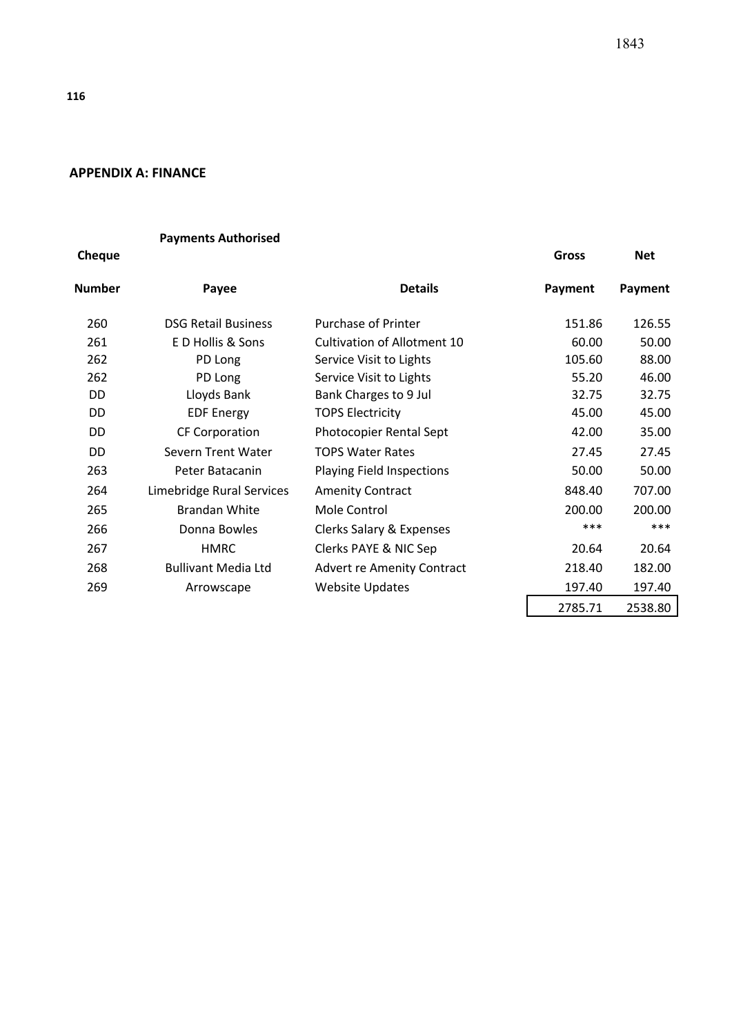## APPENDIX A: FINANCE

**Payments Authorised**

| Cheque Number | Payee | Details | Gross Payment | Net Payment |
|---|---|---|---|---|
| 260 | DSG Retail Business | Purchase of Printer | 151.86 | 126.55 |
| 261 | E D Hollis & Sons | Cultivation of Allotment 10 | 60.00 | 50.00 |
| 262 | PD Long | Service Visit to Lights | 105.60 | 88.00 |
| 262 | PD Long | Service Visit to Lights | 55.20 | 46.00 |
| DD | Lloyds Bank | Bank Charges to 9 Jul | 32.75 | 32.75 |
| DD | EDF Energy | TOPS Electricity | 45.00 | 45.00 |
| DD | CF Corporation | Photocopier Rental Sept | 42.00 | 35.00 |
| DD | Severn Trent Water | TOPS Water Rates | 27.45 | 27.45 |
| 263 | Peter Batacanin | Playing Field Inspections | 50.00 | 50.00 |
| 264 | Limebridge Rural Services | Amenity Contract | 848.40 | 707.00 |
| 265 | Brandan White | Mole Control | 200.00 | 200.00 |
| 266 | Donna Bowles | Clerks Salary & Expenses | *** | *** |
| 267 | HMRC | Clerks PAYE & NIC Sep | 20.64 | 20.64 |
| 268 | Bullivant Media Ltd | Advert re Amenity Contract | 218.40 | 182.00 |
| 269 | Arrowscape | Website Updates | 197.40 | 197.40 |
| | | | 2785.71 | 2538.80 |